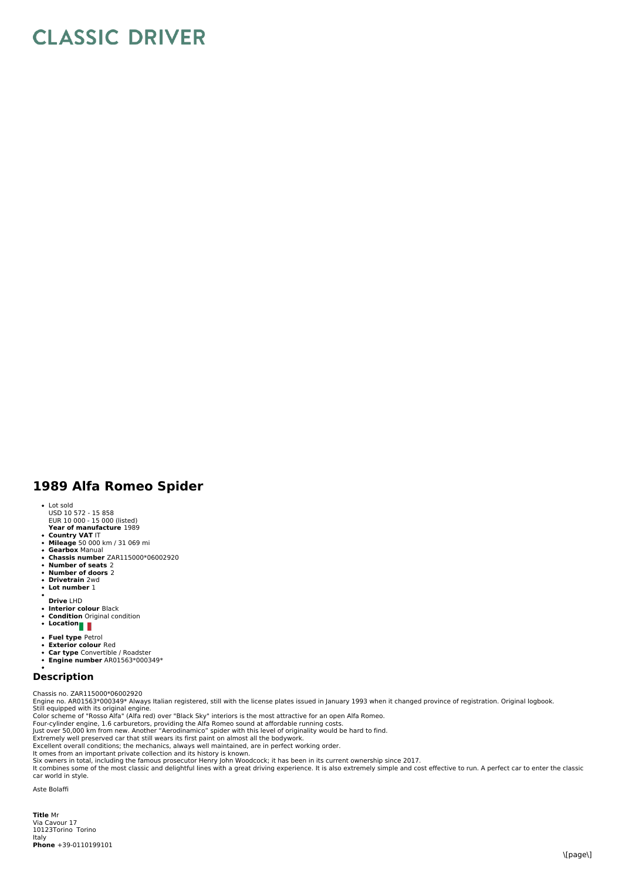# CLASSIC DRIVER

## 1989 Alfa Romeo Spider

- Lot sold
  USD 10 572 - 15 858
  EUR 10 000 - 15 000 (listed)
  **Year of manufacture** 1989
- **Country VAT** IT
- **Mileage** 50 000 km / 31 069 mi
- **Gearbox** Manual
- **Chassis number** ZAR115000*06002920
- **Number of seats** 2
- **Number of doors** 2
- **Drivetrain** 2wd
- **Lot number** 1
- 
  **Drive** LHD
- **Interior colour** Black
- **Condition** Original condition
- **Location**
- **Fuel type** Petrol
- **Exterior colour** Red
- **Car type** Convertible / Roadster
- **Engine number** AR01563*000349*
- 

### Description

Chassis no. ZAR115000*06002920
Engine no. AR01563*000349* Always Italian registered, still with the license plates issued in January 1993 when it changed province of registration. Original logbook.
Still equipped with its original engine.
Color scheme of "Rosso Alfa" (Alfa red) over "Black Sky" interiors is the most attractive for an open Alfa Romeo.
Four-cylinder engine, 1.6 carburetors, providing the Alfa Romeo sound at affordable running costs.
Just over 50,000 km from new. Another "Aerodinamico" spider with this level of originality would be hard to find.
Extremely well preserved car that still wears its first paint on almost all the bodywork.
Excellent overall conditions; the mechanics, always well maintained, are in perfect working order.
It omes from an important private collection and its history is known.
Six owners in total, including the famous prosecutor Henry John Woodcock; it has been in its current ownership since 2017.
It combines some of the most classic and delightful lines with a great driving experience. It is also extremely simple and cost effective to run. A perfect car to enter the classic car world in style.

Aste Bolaffi

**Title** Mr
Via Cavour 17
10123Torino Torino
Italy
**Phone** +39-0110199101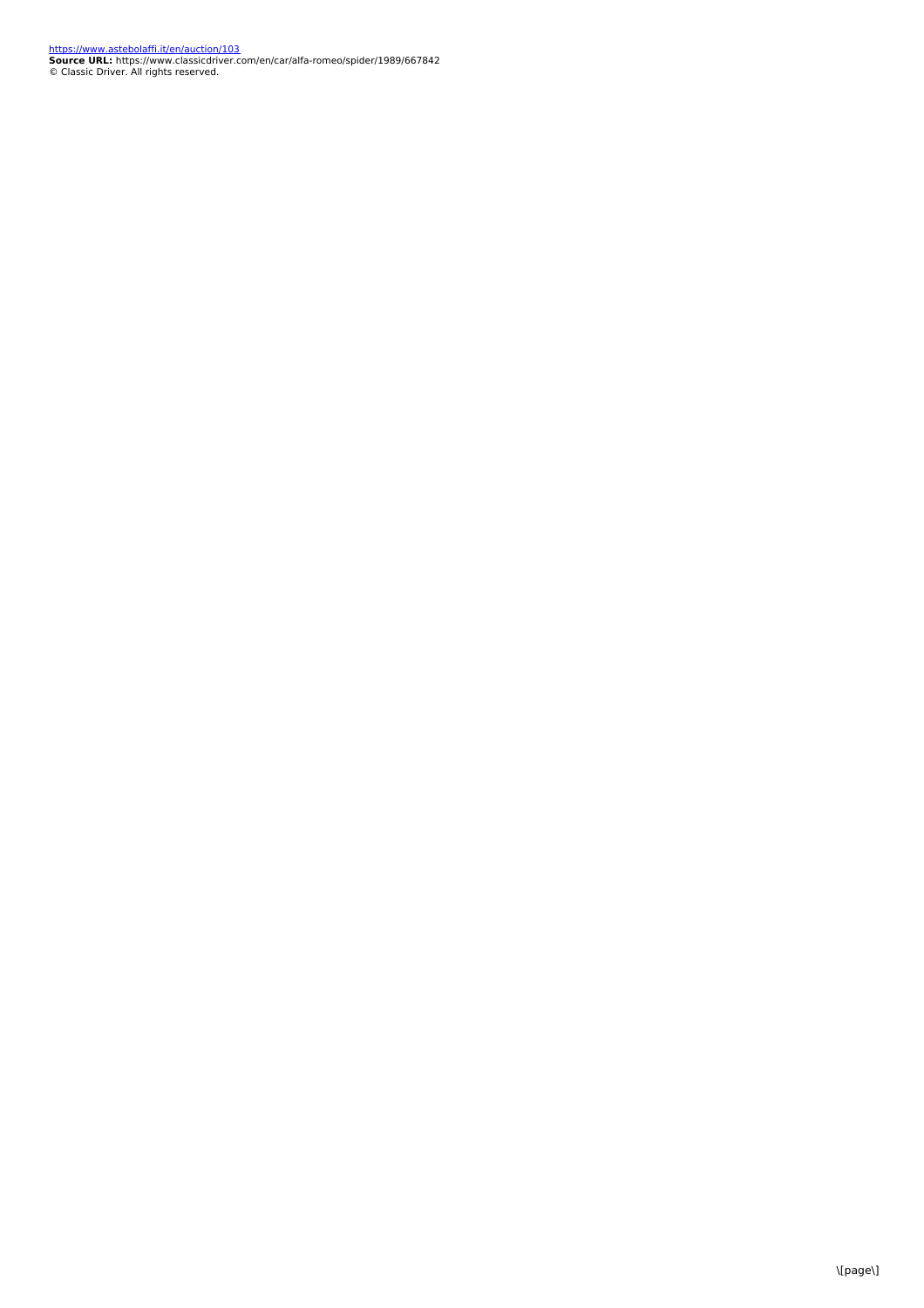https://www.astebolaffi.it/en/auction/103

**Source URL:** https://www.classicdriver.com/en/car/alfa-romeo/spider/1989/667842

© Classic Driver. All rights reserved.